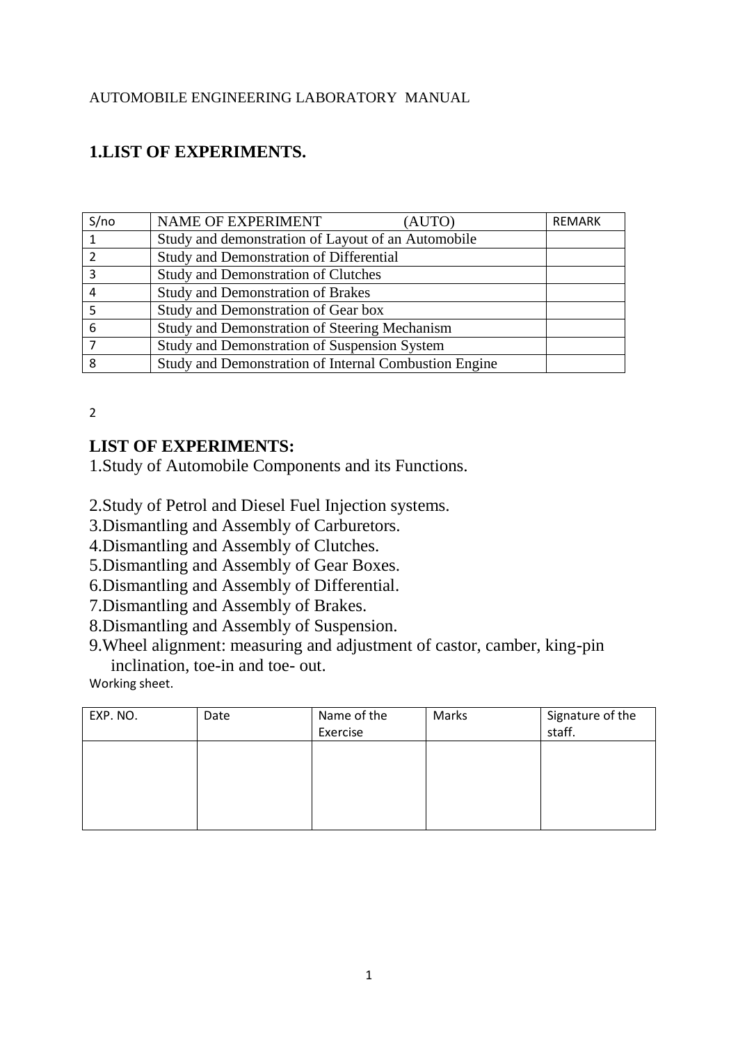AUTOMOBILE ENGINEERING LABORATORY MANUAL

## 1.LIST OF EXPERIMENTS.

| S/no | NAME OF EXPERIMENT (AUTO) | REMARK |
|---|---|---|
| 1 | Study and demonstration of Layout of an Automobile | |
| 2 | Study and Demonstration of Differential | |
| 3 | Study and Demonstration of Clutches | |
| 4 | Study and Demonstration of Brakes | |
| 5 | Study and Demonstration of Gear box | |
| 6 | Study and Demonstration of Steering Mechanism | |
| 7 | Study and Demonstration of Suspension System | |
| 8 | Study and Demonstration of Internal Combustion Engine | |

2

## LIST OF EXPERIMENTS:

1.Study of Automobile Components and its Functions.

2.Study of Petrol and Diesel Fuel Injection systems.
3.Dismantling and Assembly of Carburetors.
4.Dismantling and Assembly of Clutches.
5.Dismantling and Assembly of Gear Boxes.
6.Dismantling and Assembly of Differential.
7.Dismantling and Assembly of Brakes.
8.Dismantling and Assembly of Suspension.
9.Wheel alignment: measuring and adjustment of castor, camber, king-pin inclination, toe-in and toe- out.

Working sheet.

| EXP. NO. | Date | Name of the Exercise | Marks | Signature of the staff. |
|---|---|---|---|---|
| | | | | |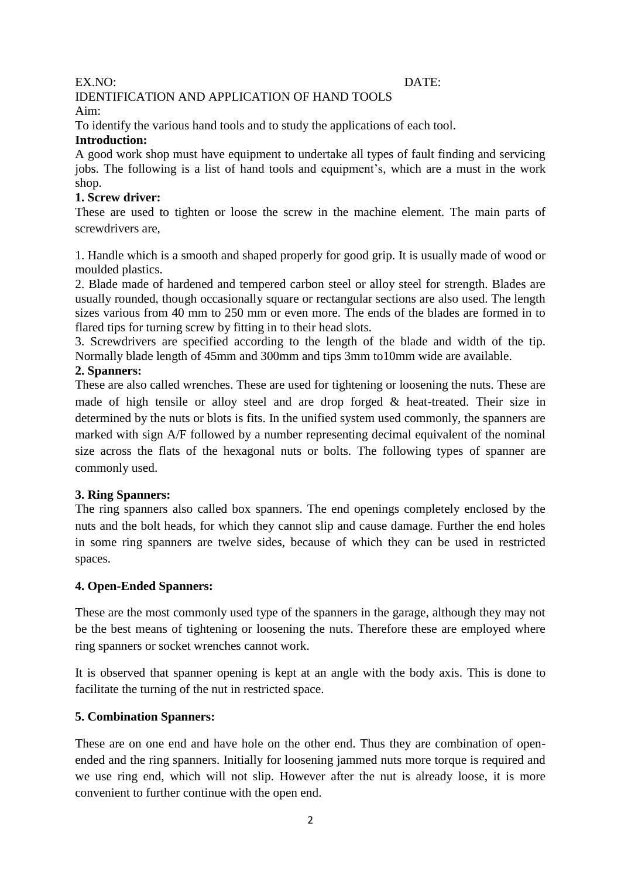EX.NO: DATE:

IDENTIFICATION AND APPLICATION OF HAND TOOLS

Aim:

To identify the various hand tools and to study the applications of each tool.

**Introduction:**

A good work shop must have equipment to undertake all types of fault finding and servicing jobs. The following is a list of hand tools and equipment's, which are a must in the work shop.

**1. Screw driver:**

These are used to tighten or loose the screw in the machine element. The main parts of screwdrivers are,

1. Handle which is a smooth and shaped properly for good grip. It is usually made of wood or moulded plastics.
2. Blade made of hardened and tempered carbon steel or alloy steel for strength. Blades are usually rounded, though occasionally square or rectangular sections are also used. The length sizes various from 40 mm to 250 mm or even more. The ends of the blades are formed in to flared tips for turning screw by fitting in to their head slots.
3. Screwdrivers are specified according to the length of the blade and width of the tip. Normally blade length of 45mm and 300mm and tips 3mm to10mm wide are available.

**2. Spanners:**

These are also called wrenches. These are used for tightening or loosening the nuts. These are made of high tensile or alloy steel and are drop forged & heat-treated. Their size in determined by the nuts or blots is fits. In the unified system used commonly, the spanners are marked with sign A/F followed by a number representing decimal equivalent of the nominal size across the flats of the hexagonal nuts or bolts. The following types of spanner are commonly used.

**3. Ring Spanners:**

The ring spanners also called box spanners. The end openings completely enclosed by the nuts and the bolt heads, for which they cannot slip and cause damage. Further the end holes in some ring spanners are twelve sides, because of which they can be used in restricted spaces.

**4. Open-Ended Spanners:**

These are the most commonly used type of the spanners in the garage, although they may not be the best means of tightening or loosening the nuts. Therefore these are employed where ring spanners or socket wrenches cannot work.

It is observed that spanner opening is kept at an angle with the body axis. This is done to facilitate the turning of the nut in restricted space.

**5. Combination Spanners:**

These are on one end and have hole on the other end. Thus they are combination of open-ended and the ring spanners. Initially for loosening jammed nuts more torque is required and we use ring end, which will not slip. However after the nut is already loose, it is more convenient to further continue with the open end.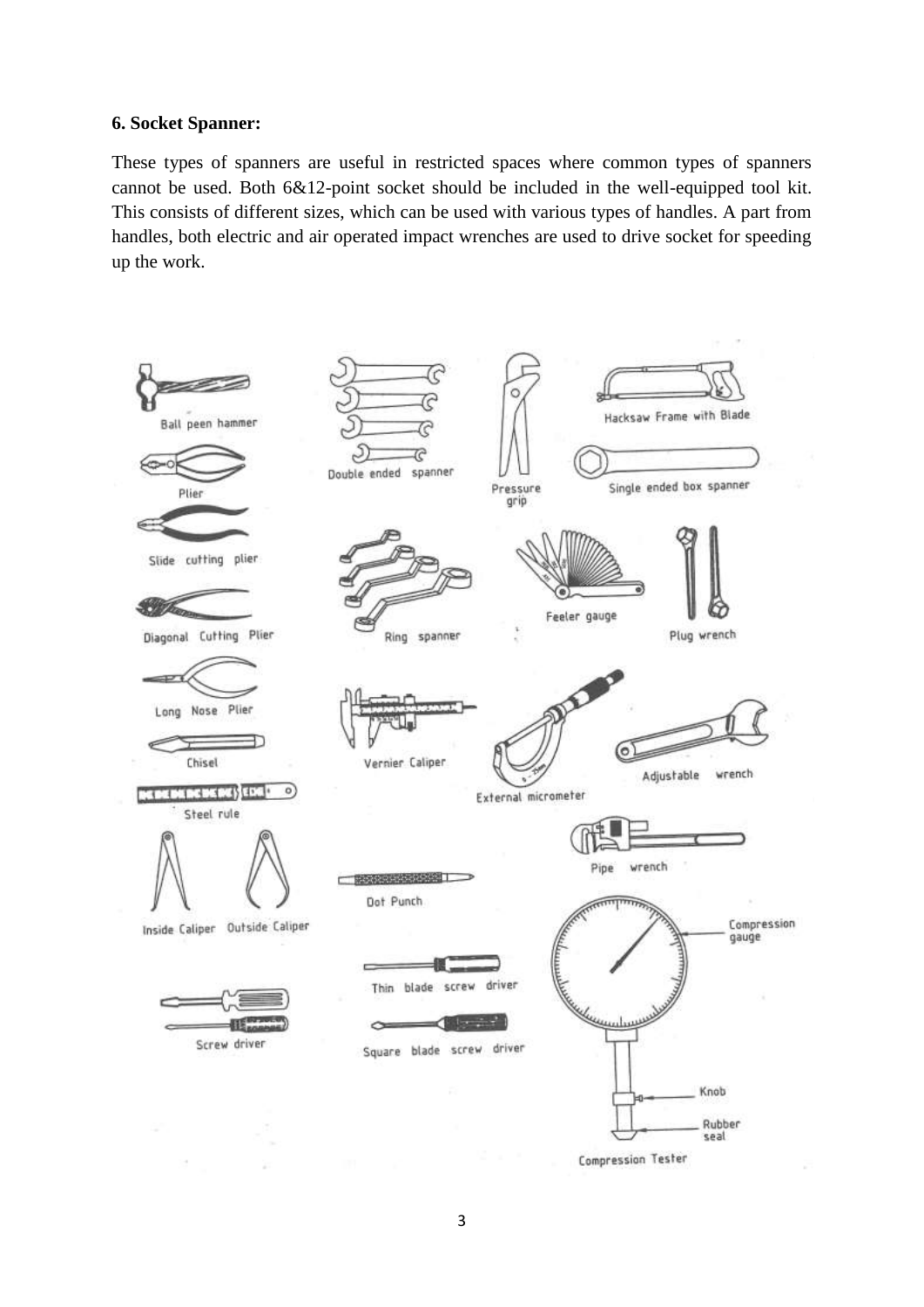**6. Socket Spanner:**

These types of spanners are useful in restricted spaces where common types of spanners cannot be used. Both 6&12-point socket should be included in the well-equipped tool kit. This consists of different sizes, which can be used with various types of handles. A part from handles, both electric and air operated impact wrenches are used to drive socket for speeding up the work.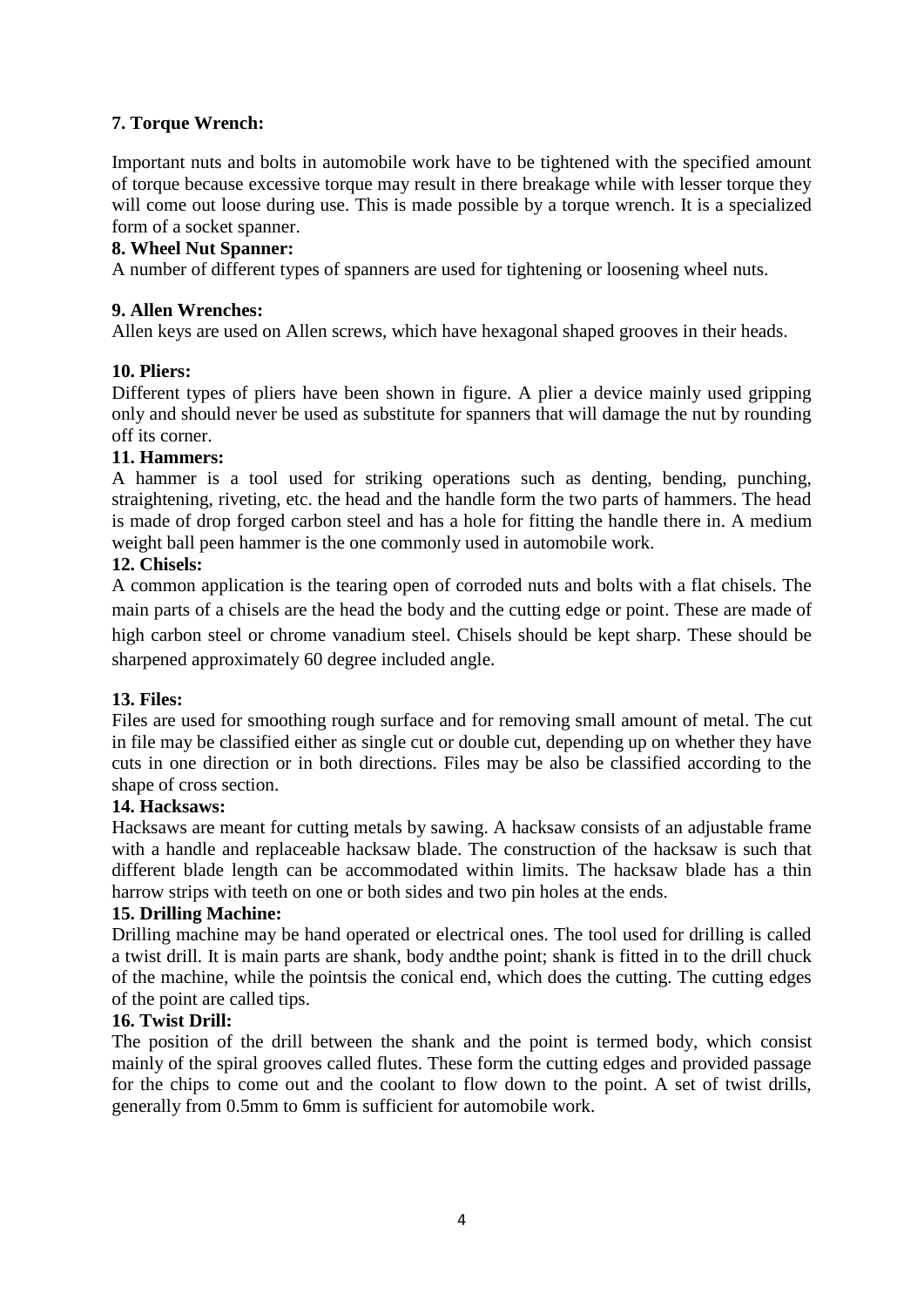**7. Torque Wrench:**

Important nuts and bolts in automobile work have to be tightened with the specified amount of torque because excessive torque may result in there breakage while with lesser torque they will come out loose during use. This is made possible by a torque wrench. It is a specialized form of a socket spanner.

**8. Wheel Nut Spanner:**

A number of different types of spanners are used for tightening or loosening wheel nuts.

**9. Allen Wrenches:**

Allen keys are used on Allen screws, which have hexagonal shaped grooves in their heads.

**10. Pliers:**

Different types of pliers have been shown in figure. A plier a device mainly used gripping only and should never be used as substitute for spanners that will damage the nut by rounding off its corner.

**11. Hammers:**

A hammer is a tool used for striking operations such as denting, bending, punching, straightening, riveting, etc. the head and the handle form the two parts of hammers. The head is made of drop forged carbon steel and has a hole for fitting the handle there in. A medium weight ball peen hammer is the one commonly used in automobile work.

**12. Chisels:**

A common application is the tearing open of corroded nuts and bolts with a flat chisels. The main parts of a chisels are the head the body and the cutting edge or point. These are made of high carbon steel or chrome vanadium steel. Chisels should be kept sharp. These should be sharpened approximately 60 degree included angle.

**13. Files:**

Files are used for smoothing rough surface and for removing small amount of metal. The cut in file may be classified either as single cut or double cut, depending up on whether they have cuts in one direction or in both directions. Files may be also be classified according to the shape of cross section.

**14. Hacksaws:**

Hacksaws are meant for cutting metals by sawing. A hacksaw consists of an adjustable frame with a handle and replaceable hacksaw blade. The construction of the hacksaw is such that different blade length can be accommodated within limits. The hacksaw blade has a thin harrow strips with teeth on one or both sides and two pin holes at the ends.

**15. Drilling Machine:**

Drilling machine may be hand operated or electrical ones. The tool used for drilling is called a twist drill. It is main parts are shank, body andthe point; shank is fitted in to the drill chuck of the machine, while the pointsis the conical end, which does the cutting. The cutting edges of the point are called tips.

**16. Twist Drill:**

The position of the drill between the shank and the point is termed body, which consist mainly of the spiral grooves called flutes. These form the cutting edges and provided passage for the chips to come out and the coolant to flow down to the point. A set of twist drills, generally from 0.5mm to 6mm is sufficient for automobile work.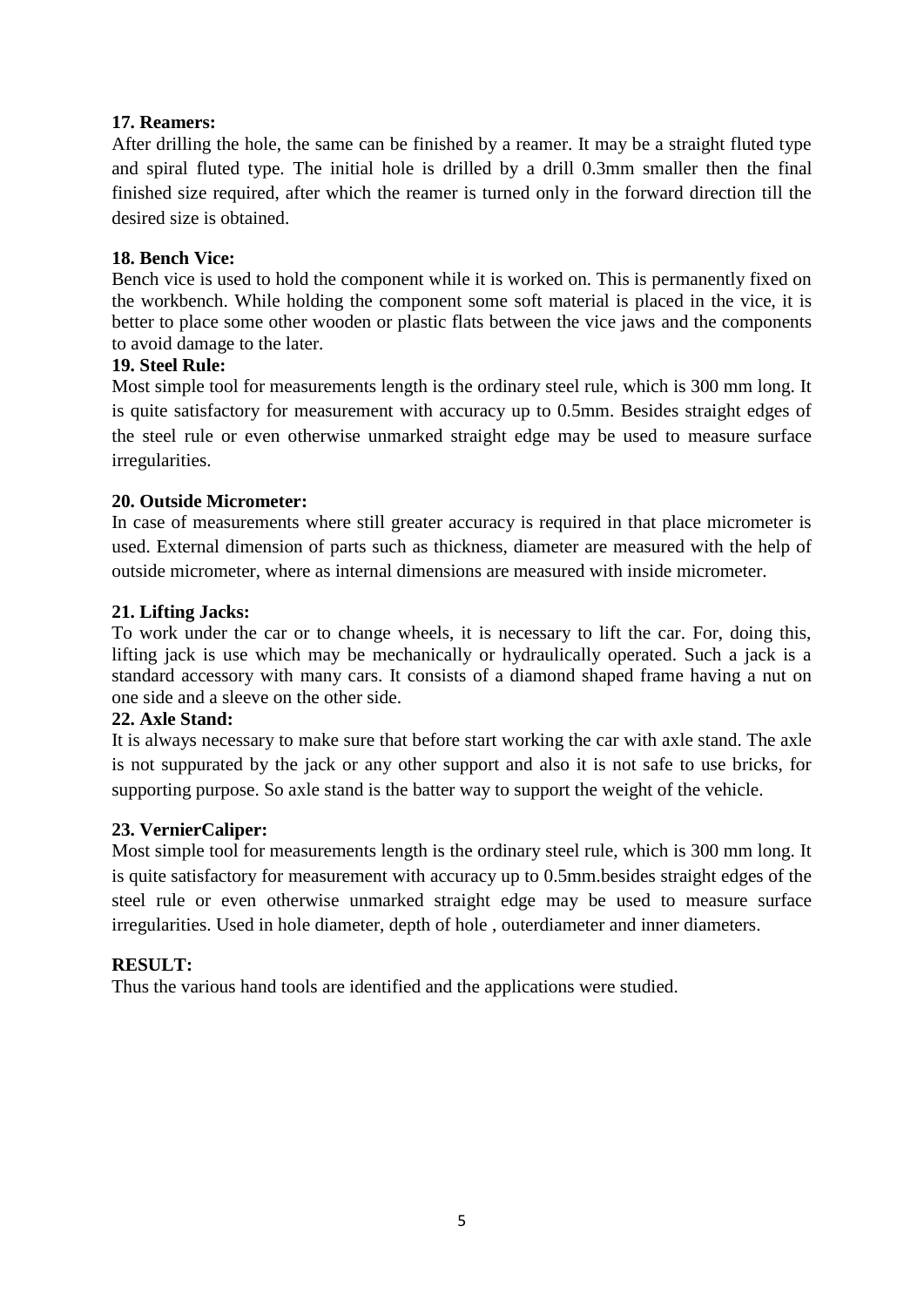**17. Reamers:**

After drilling the hole, the same can be finished by a reamer. It may be a straight fluted type and spiral fluted type. The initial hole is drilled by a drill 0.3mm smaller then the final finished size required, after which the reamer is turned only in the forward direction till the desired size is obtained.

**18. Bench Vice:**

Bench vice is used to hold the component while it is worked on. This is permanently fixed on the workbench. While holding the component some soft material is placed in the vice, it is better to place some other wooden or plastic flats between the vice jaws and the components to avoid damage to the later.

**19. Steel Rule:**

Most simple tool for measurements length is the ordinary steel rule, which is 300 mm long. It is quite satisfactory for measurement with accuracy up to 0.5mm. Besides straight edges of the steel rule or even otherwise unmarked straight edge may be used to measure surface irregularities.

**20. Outside Micrometer:**

In case of measurements where still greater accuracy is required in that place micrometer is used. External dimension of parts such as thickness, diameter are measured with the help of outside micrometer, where as internal dimensions are measured with inside micrometer.

**21. Lifting Jacks:**

To work under the car or to change wheels, it is necessary to lift the car. For, doing this, lifting jack is use which may be mechanically or hydraulically operated. Such a jack is a standard accessory with many cars. It consists of a diamond shaped frame having a nut on one side and a sleeve on the other side.

**22. Axle Stand:**

It is always necessary to make sure that before start working the car with axle stand. The axle is not suppurated by the jack or any other support and also it is not safe to use bricks, for supporting purpose. So axle stand is the batter way to support the weight of the vehicle.

**23. VernierCaliper:**

Most simple tool for measurements length is the ordinary steel rule, which is 300 mm long. It is quite satisfactory for measurement with accuracy up to 0.5mm.besides straight edges of the steel rule or even otherwise unmarked straight edge may be used to measure surface irregularities. Used in hole diameter, depth of hole , outerdiameter and inner diameters.

**RESULT:**

Thus the various hand tools are identified and the applications were studied.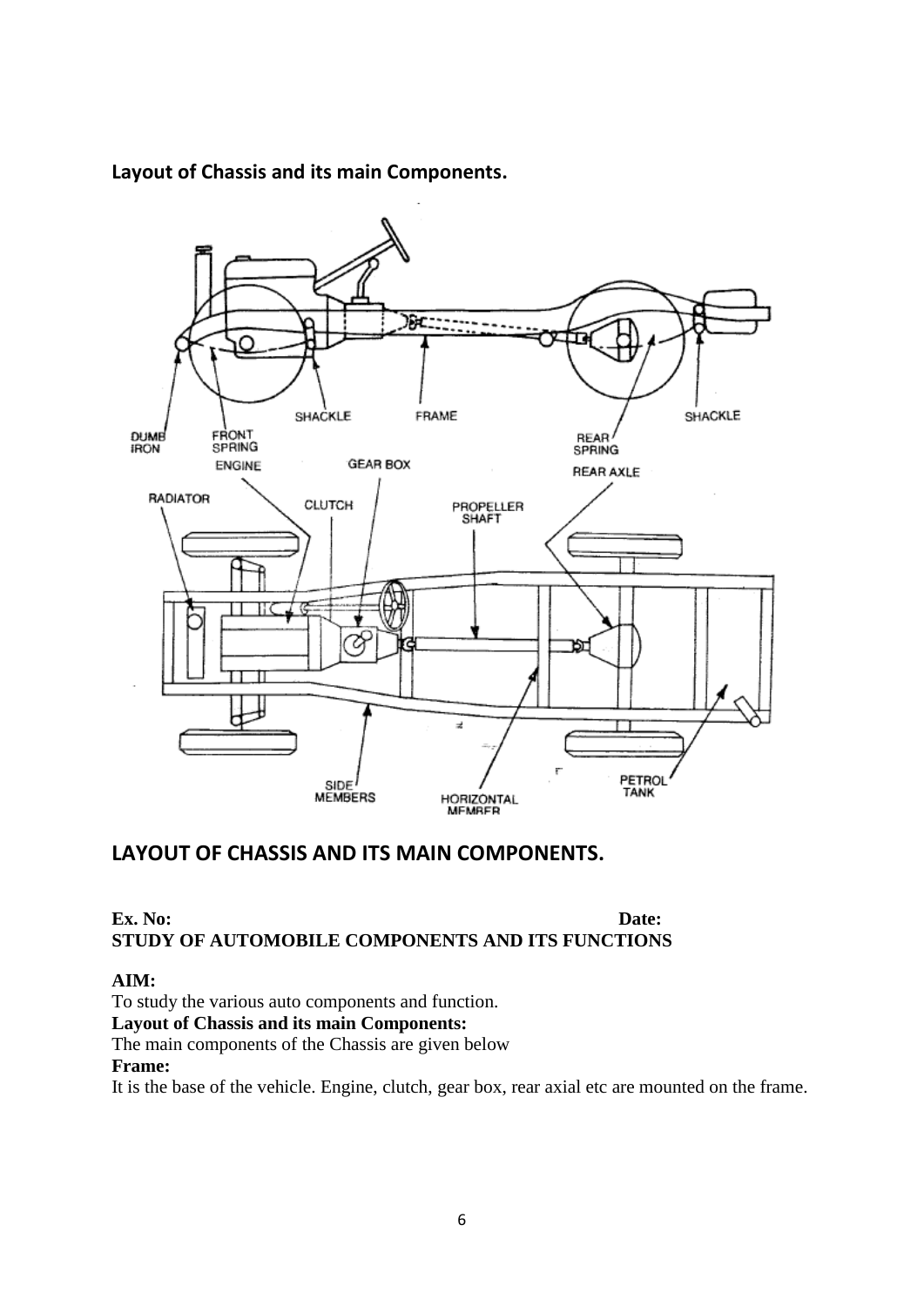**Layout of Chassis and its main Components.**

## LAYOUT OF CHASSIS AND ITS MAIN COMPONENTS.

**Ex. No: Date:**
**STUDY OF AUTOMOBILE COMPONENTS AND ITS FUNCTIONS**

**AIM:**
To study the various auto components and function.

**Layout of Chassis and its main Components:**
The main components of the Chassis are given below

**Frame:**
It is the base of the vehicle. Engine, clutch, gear box, rear axial etc are mounted on the frame.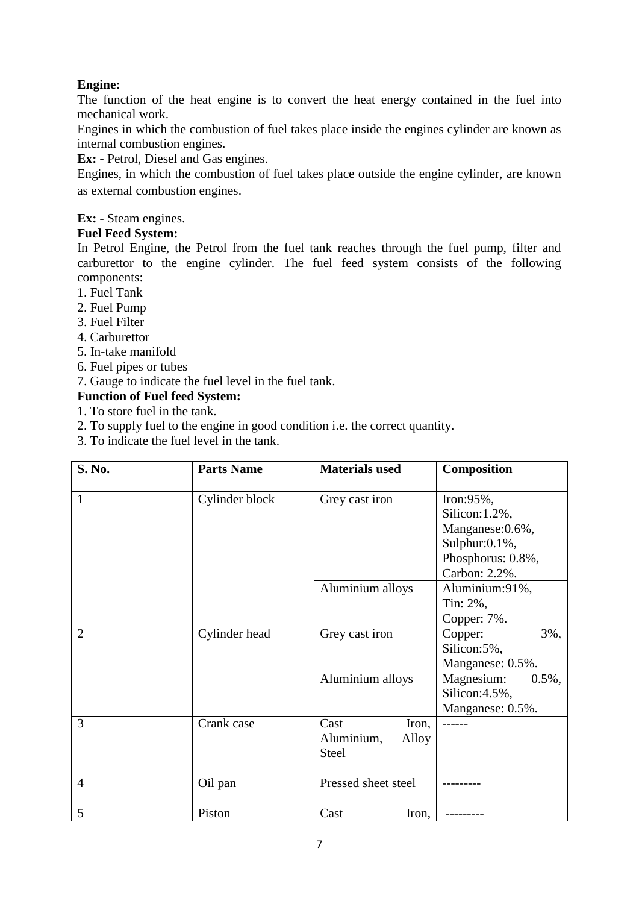**Engine:**

The function of the heat engine is to convert the heat energy contained in the fuel into mechanical work.

Engines in which the combustion of fuel takes place inside the engines cylinder are known as internal combustion engines.

**Ex: -** Petrol, Diesel and Gas engines.

Engines, in which the combustion of fuel takes place outside the engine cylinder, are known as external combustion engines.

**Ex: -** Steam engines.

**Fuel Feed System:**

In Petrol Engine, the Petrol from the fuel tank reaches through the fuel pump, filter and carburettor to the engine cylinder. The fuel feed system consists of the following components:

1. Fuel Tank
2. Fuel Pump
3. Fuel Filter
4. Carburettor
5. In-take manifold
6. Fuel pipes or tubes
7. Gauge to indicate the fuel level in the fuel tank.

**Function of Fuel feed System:**

1. To store fuel in the tank.
2. To supply fuel to the engine in good condition i.e. the correct quantity.
3. To indicate the fuel level in the tank.

| S. No. | Parts Name | Materials used | Composition |
|---|---|---|---|
| 1 | Cylinder block | Grey cast iron | Iron:95%, Silicon:1.2%, Manganese:0.6%, Sulphur:0.1%, Phosphorus: 0.8%, Carbon: 2.2%. |
| | | Aluminium alloys | Aluminium:91%, Tin: 2%, Copper: 7%. |
| 2 | Cylinder head | Grey cast iron | Copper: 3%, Silicon:5%, Manganese: 0.5%. |
| | | Aluminium alloys | Magnesium: 0.5%, Silicon:4.5%, Manganese: 0.5%. |
| 3 | Crank case | Cast Iron, Aluminium, Alloy Steel | ------ |
| 4 | Oil pan | Pressed sheet steel | --------- |
| 5 | Piston | Cast Iron, | --------- |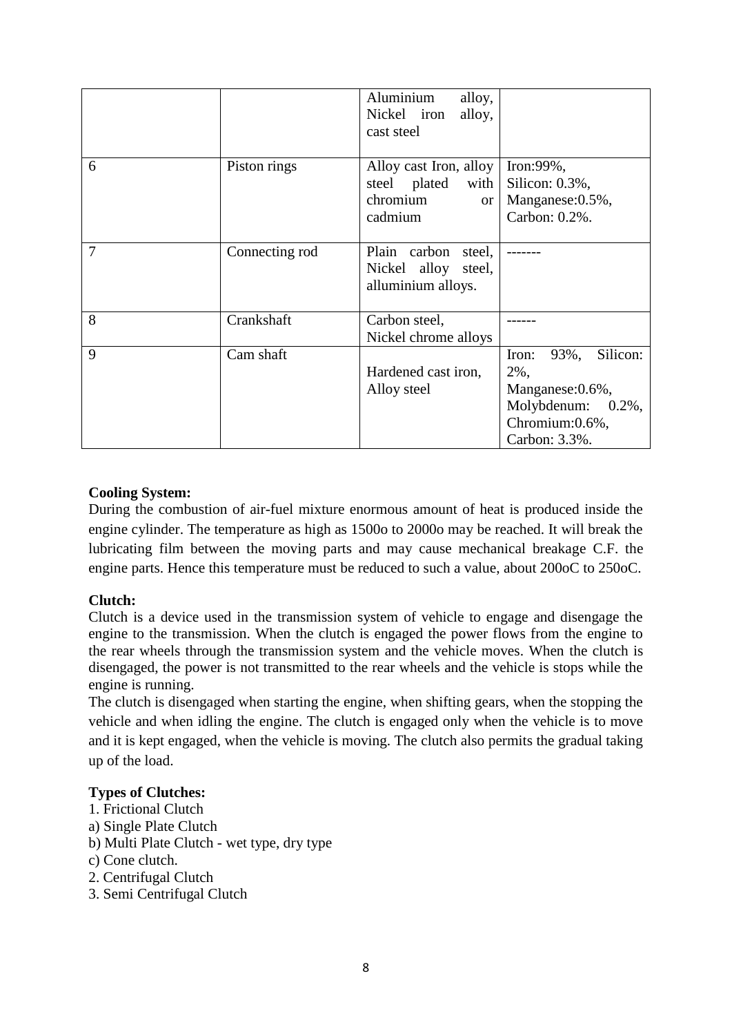| | | | |
|---|---|---|---|
| | | Aluminium alloy, Nickel iron alloy, cast steel | |
| 6 | Piston rings | Alloy cast Iron, alloy steel plated with chromium or cadmium | Iron:99%, Silicon: 0.3%, Manganese:0.5%, Carbon: 0.2%. |
| 7 | Connecting rod | Plain carbon steel, Nickel alloy steel, alluminium alloys. | ------- |
| 8 | Crankshaft | Carbon steel, Nickel chrome alloys | ------ |
| 9 | Cam shaft | Hardened cast iron, Alloy steel | Iron: 93%, Silicon: 2%, Manganese:0.6%, Molybdenum: 0.2%, Chromium:0.6%, Carbon: 3.3%. |

**Cooling System:**

During the combustion of air-fuel mixture enormous amount of heat is produced inside the engine cylinder. The temperature as high as 1500o to 2000o may be reached. It will break the lubricating film between the moving parts and may cause mechanical breakage C.F. the engine parts. Hence this temperature must be reduced to such a value, about 200oC to 250oC.

**Clutch:**

Clutch is a device used in the transmission system of vehicle to engage and disengage the engine to the transmission. When the clutch is engaged the power flows from the engine to the rear wheels through the transmission system and the vehicle moves. When the clutch is disengaged, the power is not transmitted to the rear wheels and the vehicle is stops while the engine is running.

The clutch is disengaged when starting the engine, when shifting gears, when the stopping the vehicle and when idling the engine. The clutch is engaged only when the vehicle is to move and it is kept engaged, when the vehicle is moving. The clutch also permits the gradual taking up of the load.

**Types of Clutches:**

1. Frictional Clutch
a) Single Plate Clutch
b) Multi Plate Clutch - wet type, dry type
c) Cone clutch.
2. Centrifugal Clutch
3. Semi Centrifugal Clutch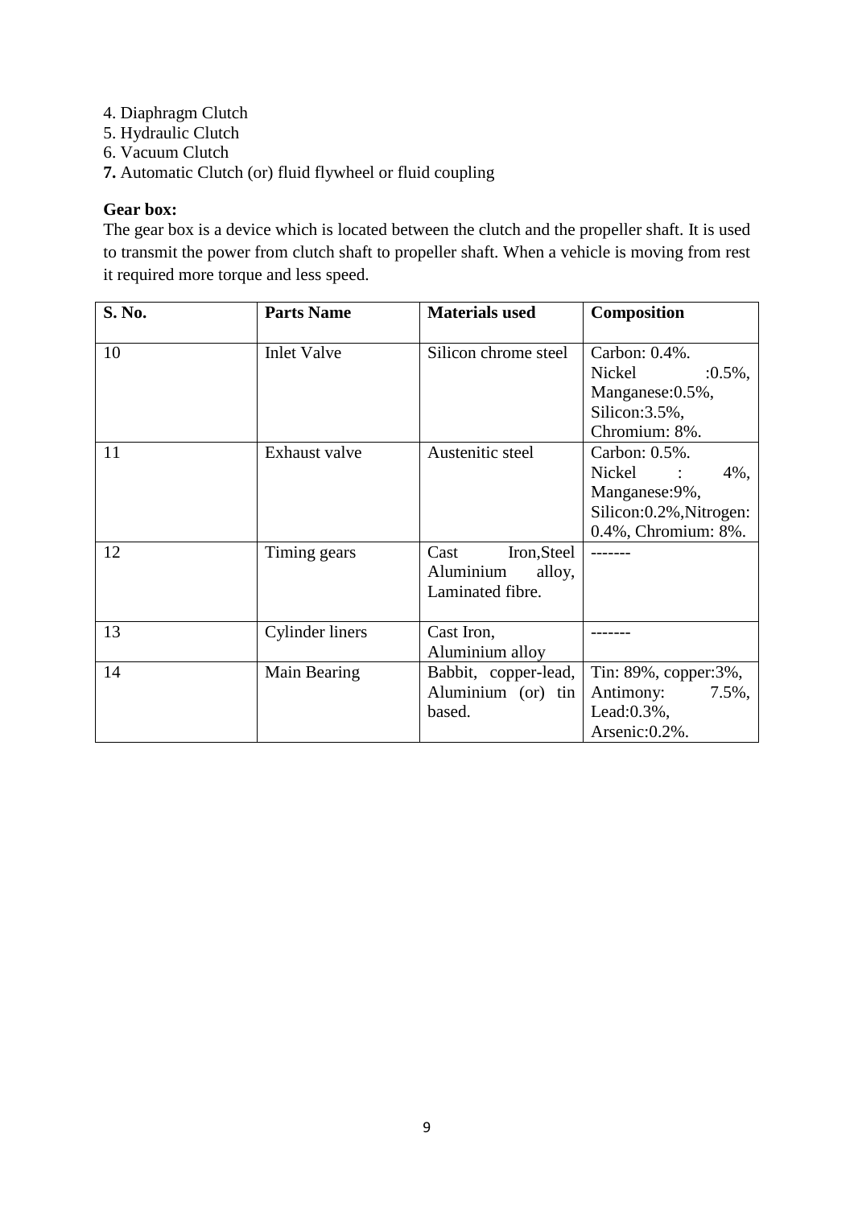4. Diaphragm Clutch
5. Hydraulic Clutch
6. Vacuum Clutch
**7.** Automatic Clutch (or) fluid flywheel or fluid coupling

**Gear box:**

The gear box is a device which is located between the clutch and the propeller shaft. It is used to transmit the power from clutch shaft to propeller shaft. When a vehicle is moving from rest it required more torque and less speed.

| S. No. | Parts Name | Materials used | Composition |
|---|---|---|---|
| 10 | Inlet Valve | Silicon chrome steel | Carbon: 0.4%. Nickel :0.5%, Manganese:0.5%, Silicon:3.5%, Chromium: 8%. |
| 11 | Exhaust valve | Austenitic steel | Carbon: 0.5%. Nickel : 4%, Manganese:9%, Silicon:0.2%,Nitrogen: 0.4%, Chromium: 8%. |
| 12 | Timing gears | Cast Iron,Steel Aluminium alloy, Laminated fibre. | ------- |
| 13 | Cylinder liners | Cast Iron, Aluminium alloy | ------- |
| 14 | Main Bearing | Babbit, copper-lead, Aluminium (or) tin based. | Tin: 89%, copper:3%, Antimony: 7.5%, Lead:0.3%, Arsenic:0.2%. |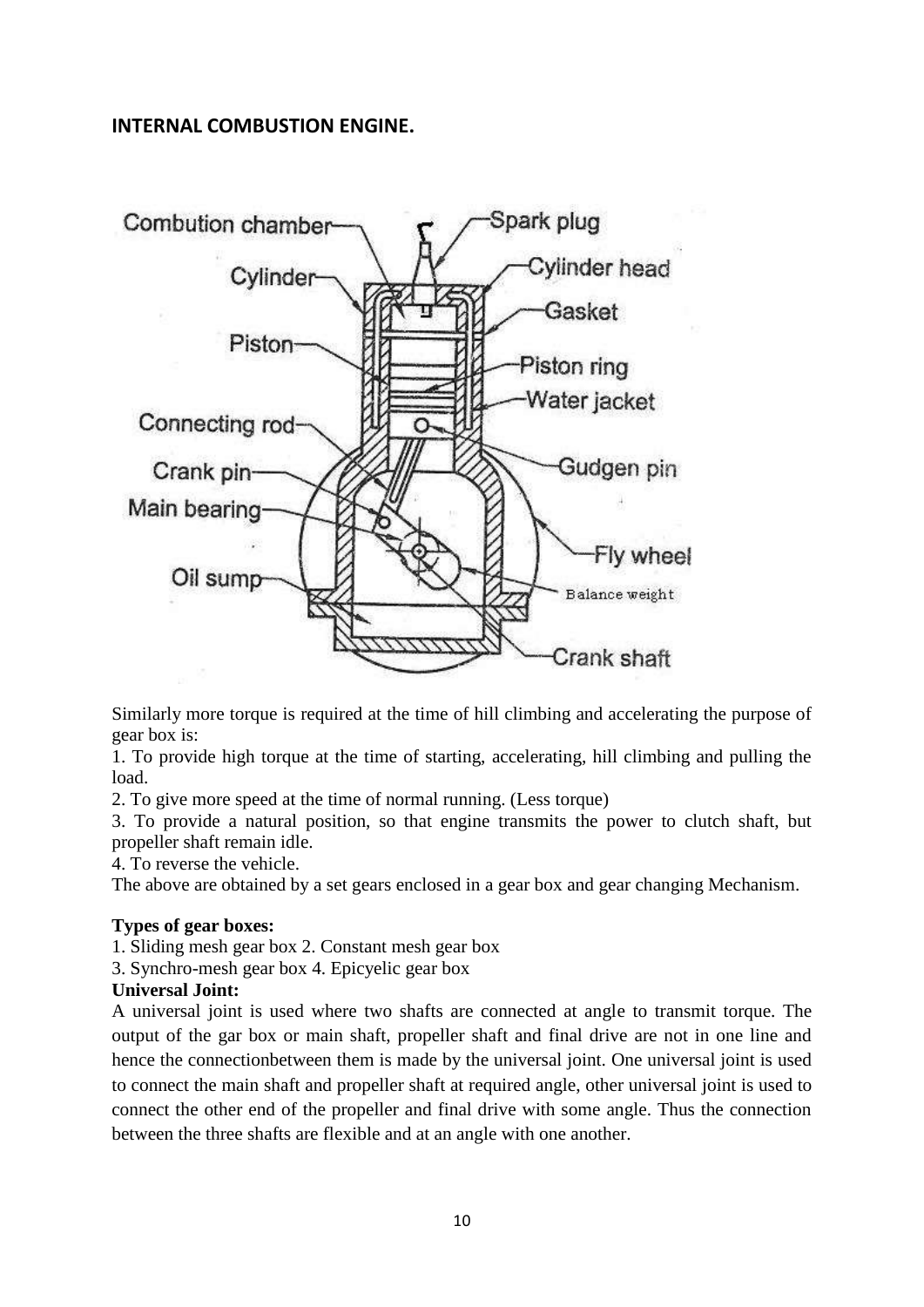## INTERNAL COMBUSTION ENGINE.

Similarly more torque is required at the time of hill climbing and accelerating the purpose of gear box is:

1. To provide high torque at the time of starting, accelerating, hill climbing and pulling the load.
2. To give more speed at the time of normal running. (Less torque)
3. To provide a natural position, so that engine transmits the power to clutch shaft, but propeller shaft remain idle.
4. To reverse the vehicle.

The above are obtained by a set gears enclosed in a gear box and gear changing Mechanism.

**Types of gear boxes:**

1. Sliding mesh gear box 2. Constant mesh gear box
3. Synchro-mesh gear box 4. Epicyelic gear box

**Universal Joint:**

A universal joint is used where two shafts are connected at angle to transmit torque. The output of the gar box or main shaft, propeller shaft and final drive are not in one line and hence the connectionbetween them is made by the universal joint. One universal joint is used to connect the main shaft and propeller shaft at required angle, other universal joint is used to connect the other end of the propeller and final drive with some angle. Thus the connection between the three shafts are flexible and at an angle with one another.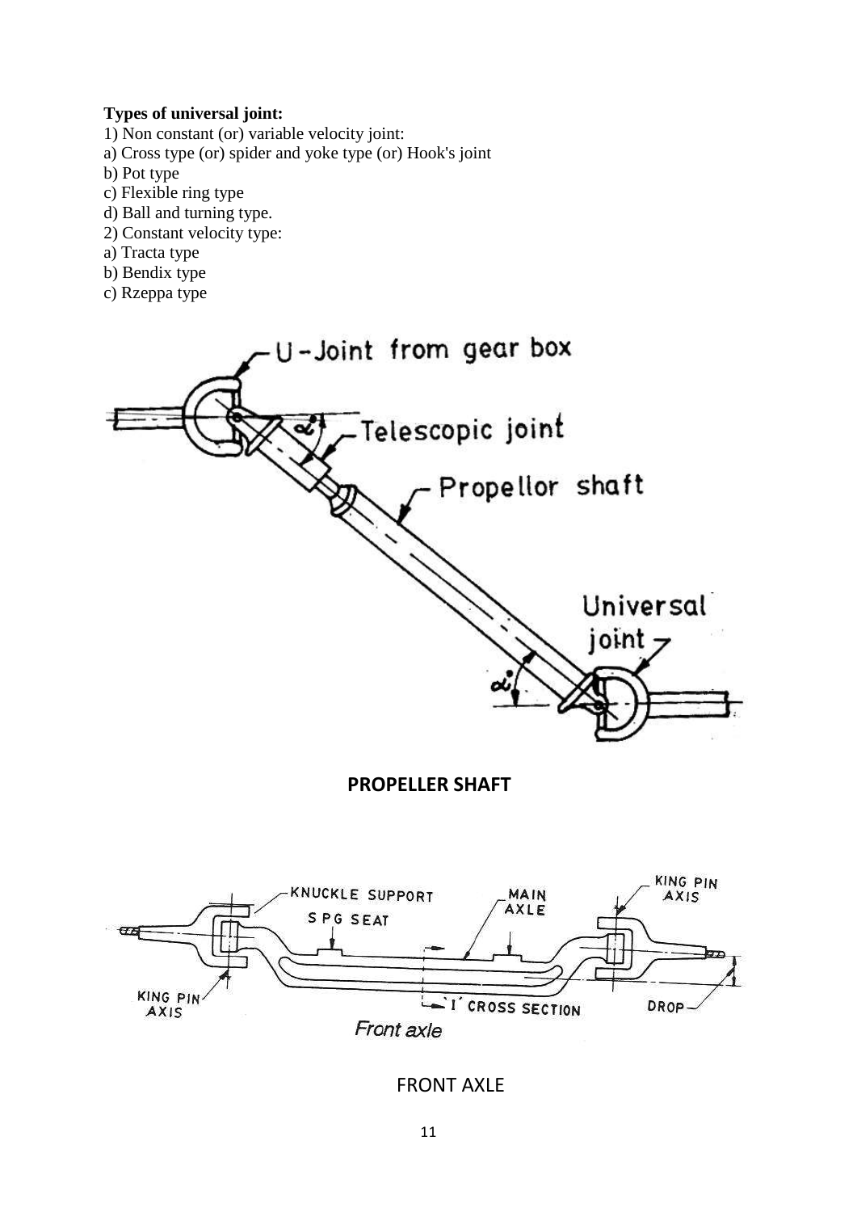**Types of universal joint:**

1) Non constant (or) variable velocity joint:

a) Cross type (or) spider and yoke type (or) Hook's joint

b) Pot type

c) Flexible ring type

d) Ball and turning type.

2) Constant velocity type:

a) Tracta type

b) Bendix type

c) Rzeppa type

**PROPELLER SHAFT**

FRONT AXLE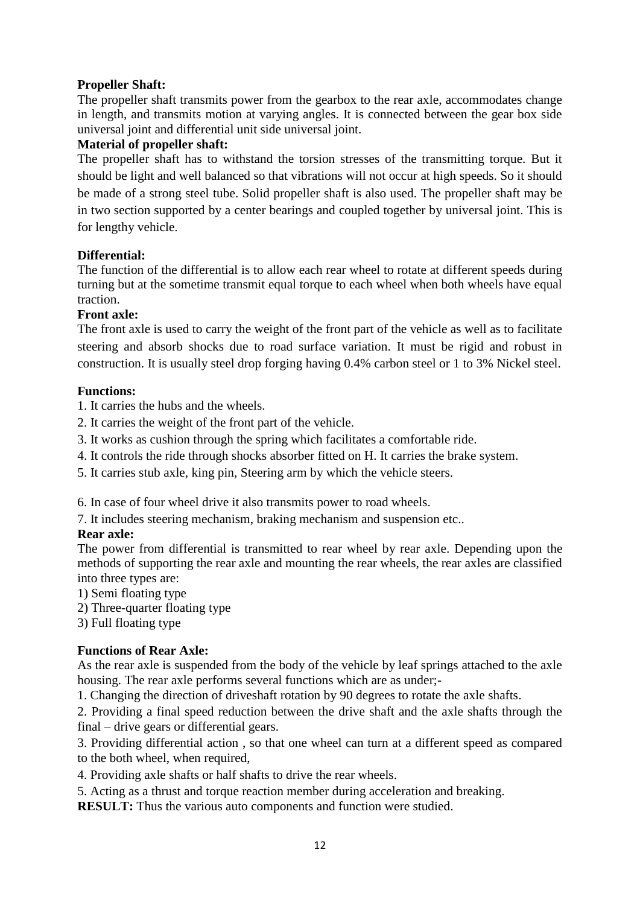**Propeller Shaft:**

The propeller shaft transmits power from the gearbox to the rear axle, accommodates change in length, and transmits motion at varying angles. It is connected between the gear box side universal joint and differential unit side universal joint.

**Material of propeller shaft:**

The propeller shaft has to withstand the torsion stresses of the transmitting torque. But it should be light and well balanced so that vibrations will not occur at high speeds. So it should be made of a strong steel tube. Solid propeller shaft is also used. The propeller shaft may be in two section supported by a center bearings and coupled together by universal joint. This is for lengthy vehicle.

**Differential:**

The function of the differential is to allow each rear wheel to rotate at different speeds during turning but at the sometime transmit equal torque to each wheel when both wheels have equal traction.

**Front axle:**

The front axle is used to carry the weight of the front part of the vehicle as well as to facilitate steering and absorb shocks due to road surface variation. It must be rigid and robust in construction. It is usually steel drop forging having 0.4% carbon steel or 1 to 3% Nickel steel.

**Functions:**

1. It carries the hubs and the wheels.
2. It carries the weight of the front part of the vehicle.
3. It works as cushion through the spring which facilitates a comfortable ride.
4. It controls the ride through shocks absorber fitted on H. It carries the brake system.
5. It carries stub axle, king pin, Steering arm by which the vehicle steers.
6. In case of four wheel drive it also transmits power to road wheels.
7. It includes steering mechanism, braking mechanism and suspension etc..

**Rear axle:**

The power from differential is transmitted to rear wheel by rear axle. Depending upon the methods of supporting the rear axle and mounting the rear wheels, the rear axles are classified into three types are:

1) Semi floating type
2) Three-quarter floating type
3) Full floating type

**Functions of Rear Axle:**

As the rear axle is suspended from the body of the vehicle by leaf springs attached to the axle housing. The rear axle performs several functions which are as under;-

1. Changing the direction of driveshaft rotation by 90 degrees to rotate the axle shafts.
2. Providing a final speed reduction between the drive shaft and the axle shafts through the final – drive gears or differential gears.
3. Providing differential action , so that one wheel can turn at a different speed as compared to the both wheel, when required,
4. Providing axle shafts or half shafts to drive the rear wheels.
5. Acting as a thrust and torque reaction member during acceleration and breaking.

**RESULT:** Thus the various auto components and function were studied.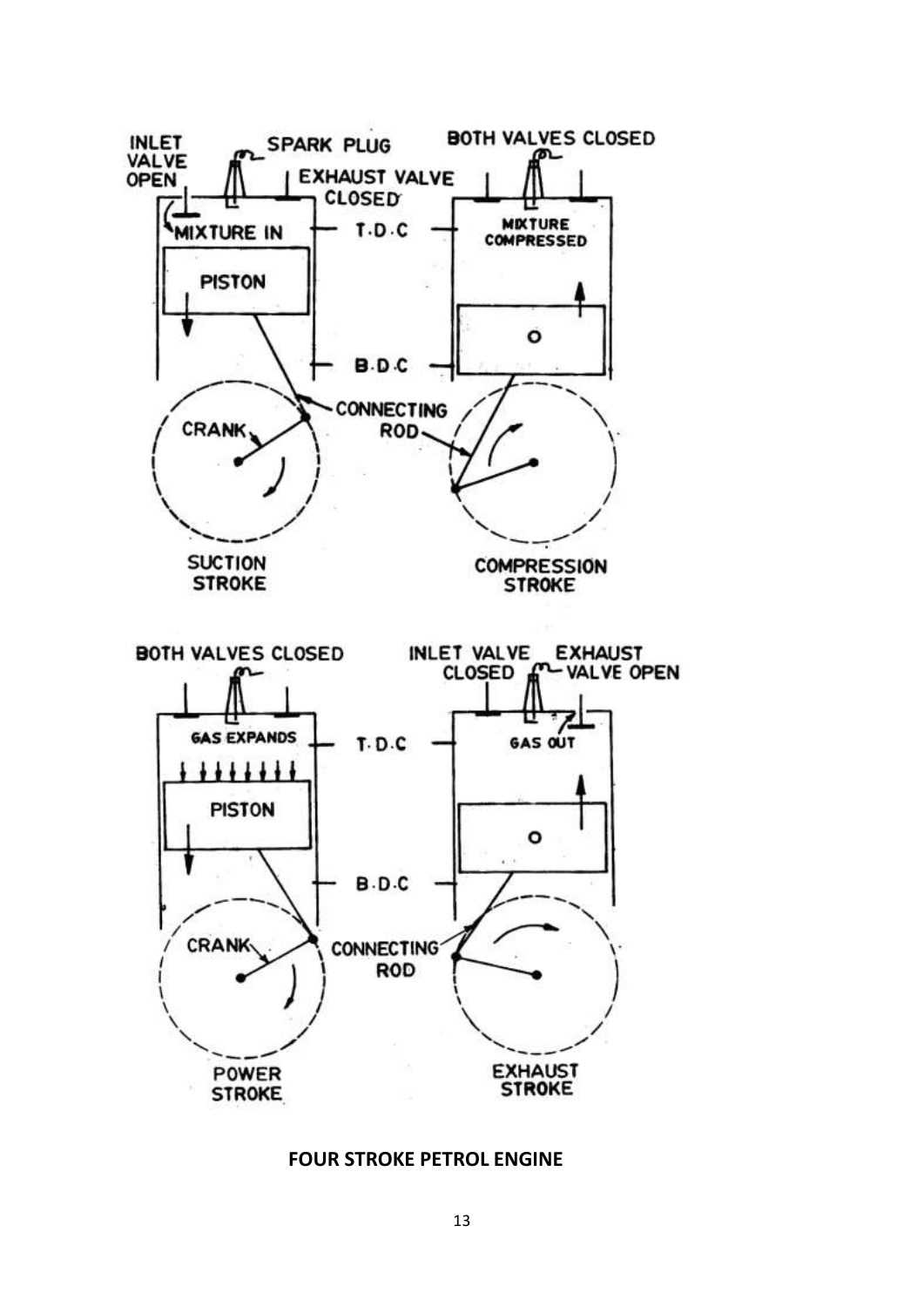**FOUR STROKE PETROL ENGINE**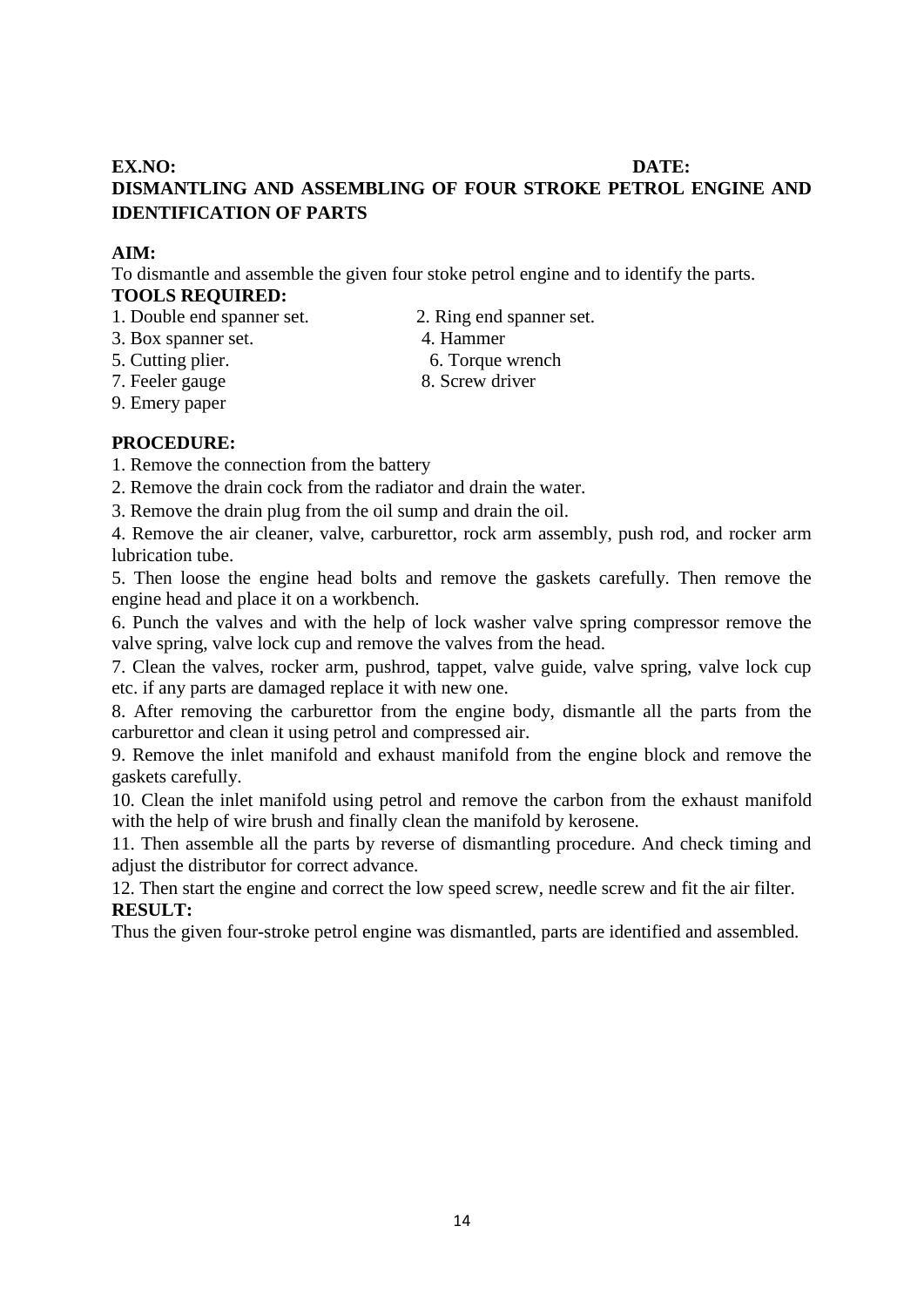**EX.NO:** **DATE:**

## DISMANTLING AND ASSEMBLING OF FOUR STROKE PETROL ENGINE AND IDENTIFICATION OF PARTS

**AIM:**

To dismantle and assemble the given four stoke petrol engine and to identify the parts.

**TOOLS REQUIRED:**

1. Double end spanner set.
2. Ring end spanner set.
3. Box spanner set.
4. Hammer
5. Cutting plier.
6. Torque wrench
7. Feeler gauge
8. Screw driver
9. Emery paper

**PROCEDURE:**

1. Remove the connection from the battery
2. Remove the drain cock from the radiator and drain the water.
3. Remove the drain plug from the oil sump and drain the oil.
4. Remove the air cleaner, valve, carburettor, rock arm assembly, push rod, and rocker arm lubrication tube.
5. Then loose the engine head bolts and remove the gaskets carefully. Then remove the engine head and place it on a workbench.
6. Punch the valves and with the help of lock washer valve spring compressor remove the valve spring, valve lock cup and remove the valves from the head.
7. Clean the valves, rocker arm, pushrod, tappet, valve guide, valve spring, valve lock cup etc. if any parts are damaged replace it with new one.
8. After removing the carburettor from the engine body, dismantle all the parts from the carburettor and clean it using petrol and compressed air.
9. Remove the inlet manifold and exhaust manifold from the engine block and remove the gaskets carefully.
10. Clean the inlet manifold using petrol and remove the carbon from the exhaust manifold with the help of wire brush and finally clean the manifold by kerosene.
11. Then assemble all the parts by reverse of dismantling procedure. And check timing and adjust the distributor for correct advance.
12. Then start the engine and correct the low speed screw, needle screw and fit the air filter.

**RESULT:**

Thus the given four-stroke petrol engine was dismantled, parts are identified and assembled.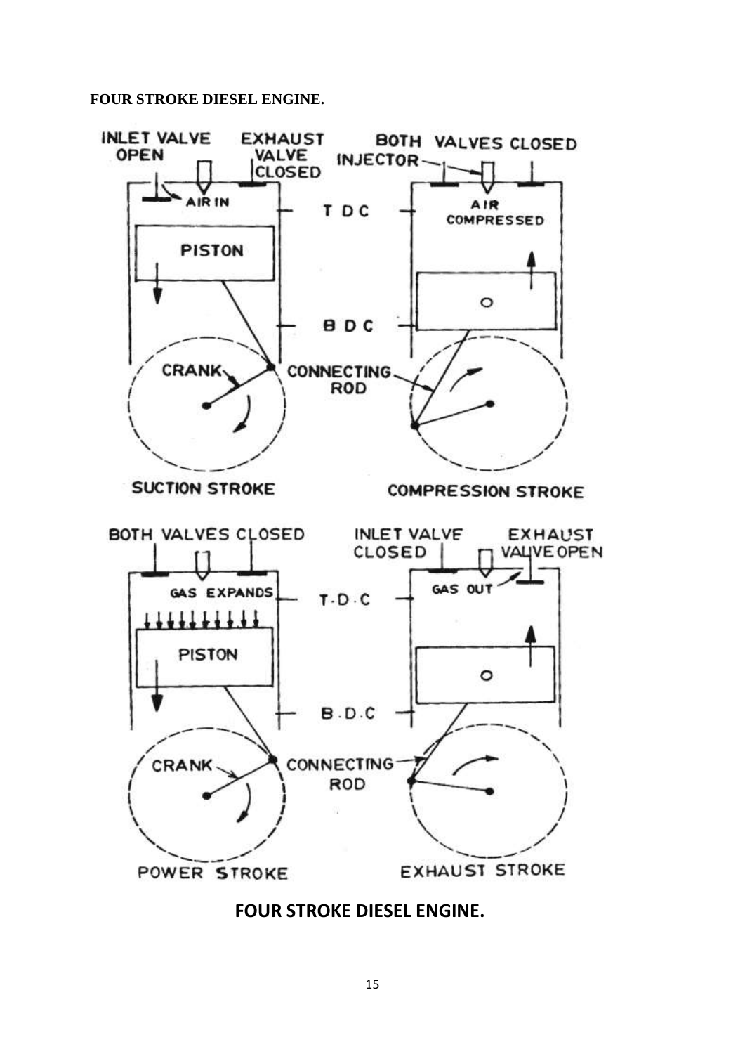**FOUR STROKE DIESEL ENGINE.**

INLET VALVE OPEN | EXHAUST VALVE CLOSED | AIR IN | PISTON | T D C | B D C | CRANK | CONNECTING ROD | SUCTION STROKE

BOTH VALVES CLOSED | INJECTOR | AIR COMPRESSED | COMPRESSION STROKE

BOTH VALVES CLOSED | GAS EXPANDS | PISTON | T·D·C | B.D.C | CRANK | CONNECTING ROD | POWER STROKE

INLET VALVE CLOSED | EXHAUST VALVE OPEN | GAS OUT | EXHAUST STROKE

**FOUR STROKE DIESEL ENGINE.**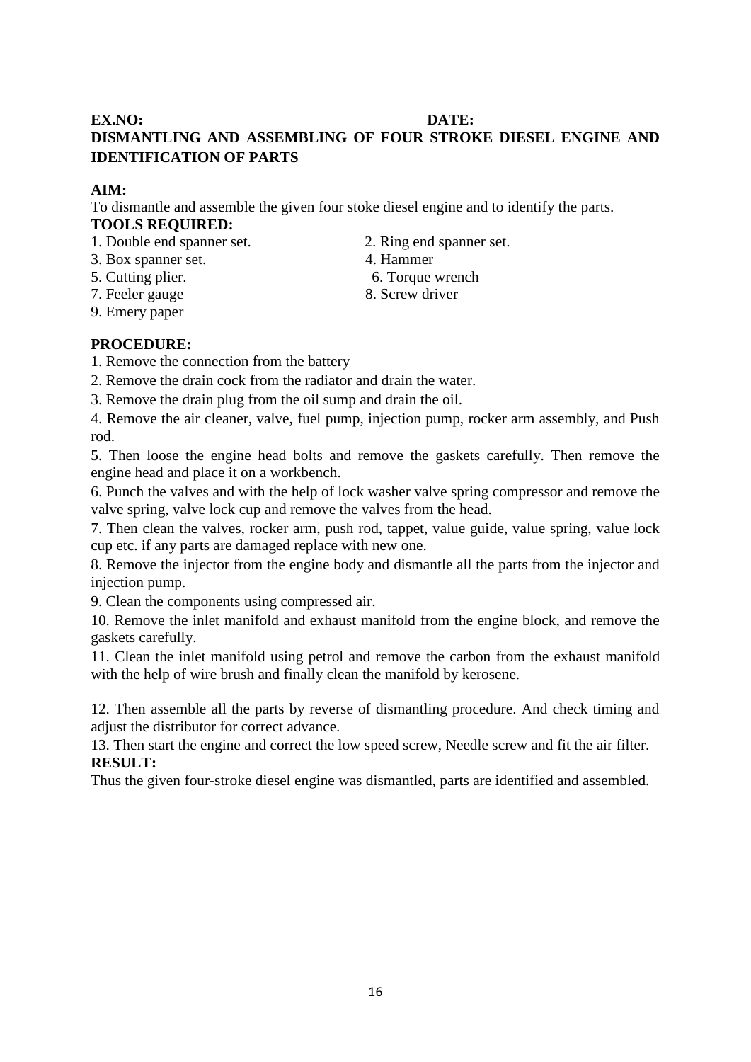**EX.NO:** **DATE:**

# DISMANTLING AND ASSEMBLING OF FOUR STROKE DIESEL ENGINE AND IDENTIFICATION OF PARTS

**AIM:**

To dismantle and assemble the given four stoke diesel engine and to identify the parts.

**TOOLS REQUIRED:**

1. Double end spanner set.
2. Ring end spanner set.
3. Box spanner set.
4. Hammer
5. Cutting plier.
6. Torque wrench
7. Feeler gauge
8. Screw driver
9. Emery paper

**PROCEDURE:**

1. Remove the connection from the battery
2. Remove the drain cock from the radiator and drain the water.
3. Remove the drain plug from the oil sump and drain the oil.
4. Remove the air cleaner, valve, fuel pump, injection pump, rocker arm assembly, and Push rod.
5. Then loose the engine head bolts and remove the gaskets carefully. Then remove the engine head and place it on a workbench.
6. Punch the valves and with the help of lock washer valve spring compressor and remove the valve spring, valve lock cup and remove the valves from the head.
7. Then clean the valves, rocker arm, push rod, tappet, value guide, value spring, value lock cup etc. if any parts are damaged replace with new one.
8. Remove the injector from the engine body and dismantle all the parts from the injector and injection pump.
9. Clean the components using compressed air.
10. Remove the inlet manifold and exhaust manifold from the engine block, and remove the gaskets carefully.
11. Clean the inlet manifold using petrol and remove the carbon from the exhaust manifold with the help of wire brush and finally clean the manifold by kerosene.
12. Then assemble all the parts by reverse of dismantling procedure. And check timing and adjust the distributor for correct advance.
13. Then start the engine and correct the low speed screw, Needle screw and fit the air filter.

**RESULT:**

Thus the given four-stroke diesel engine was dismantled, parts are identified and assembled.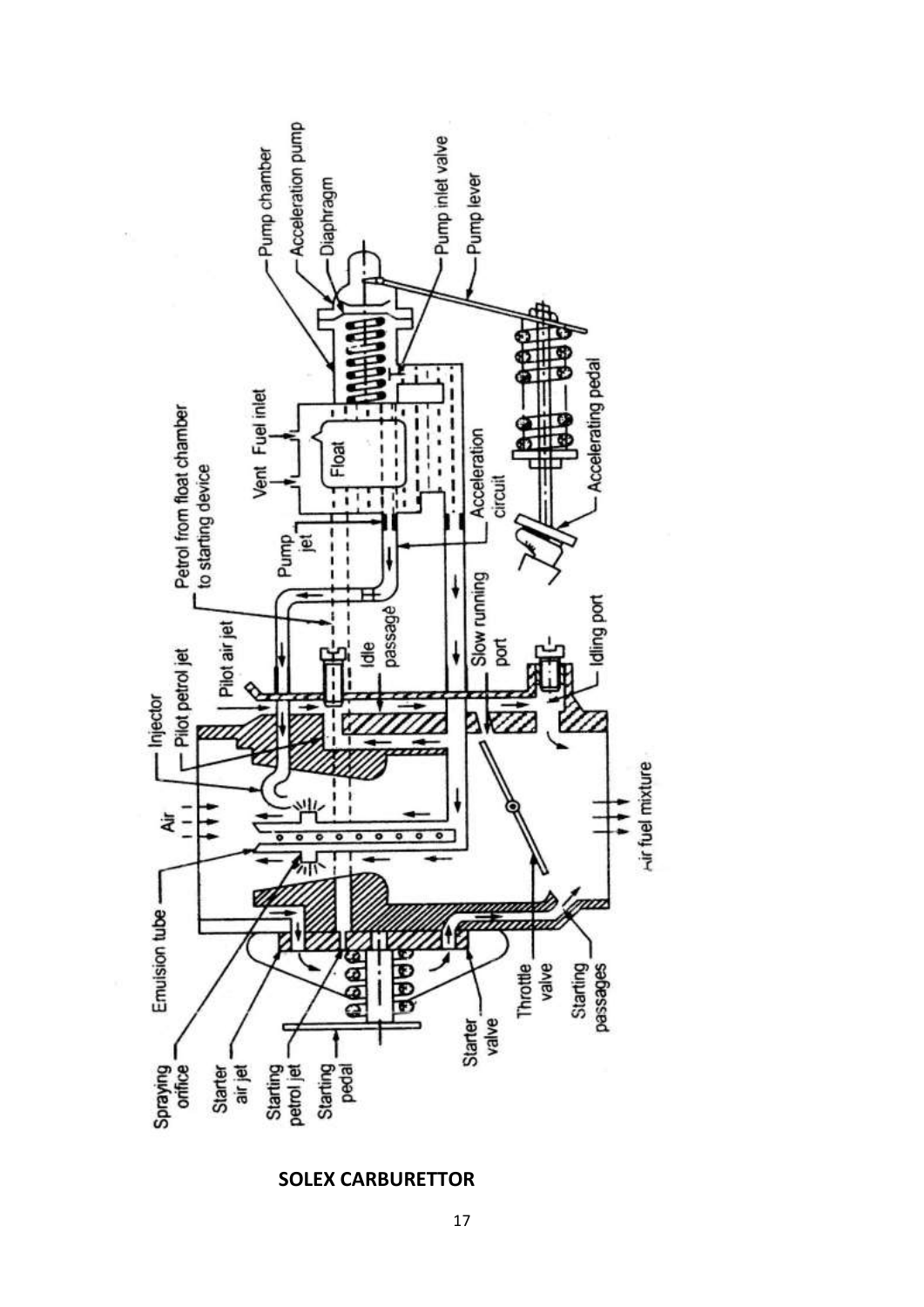**SOLEX CARBURETTOR**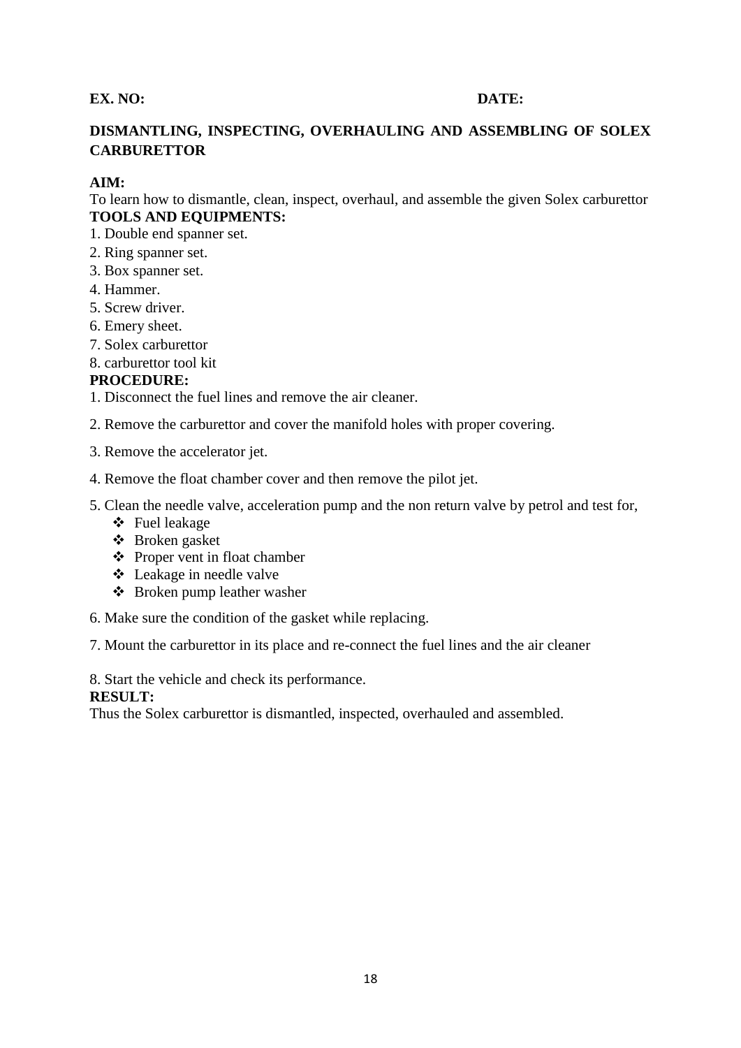**EX. NO:** **DATE:**

## DISMANTLING, INSPECTING, OVERHAULING AND ASSEMBLING OF SOLEX CARBURETTOR

**AIM:**

To learn how to dismantle, clean, inspect, overhaul, and assemble the given Solex carburettor

**TOOLS AND EQUIPMENTS:**

1. Double end spanner set.
2. Ring spanner set.
3. Box spanner set.
4. Hammer.
5. Screw driver.
6. Emery sheet.
7. Solex carburettor
8. carburettor tool kit

**PROCEDURE:**

1. Disconnect the fuel lines and remove the air cleaner.
2. Remove the carburettor and cover the manifold holes with proper covering.
3. Remove the accelerator jet.
4. Remove the float chamber cover and then remove the pilot jet.
5. Clean the needle valve, acceleration pump and the non return valve by petrol and test for,
   - Fuel leakage
   - Broken gasket
   - Proper vent in float chamber
   - Leakage in needle valve
   - Broken pump leather washer
6. Make sure the condition of the gasket while replacing.
7. Mount the carburettor in its place and re-connect the fuel lines and the air cleaner
8. Start the vehicle and check its performance.

**RESULT:**

Thus the Solex carburettor is dismantled, inspected, overhauled and assembled.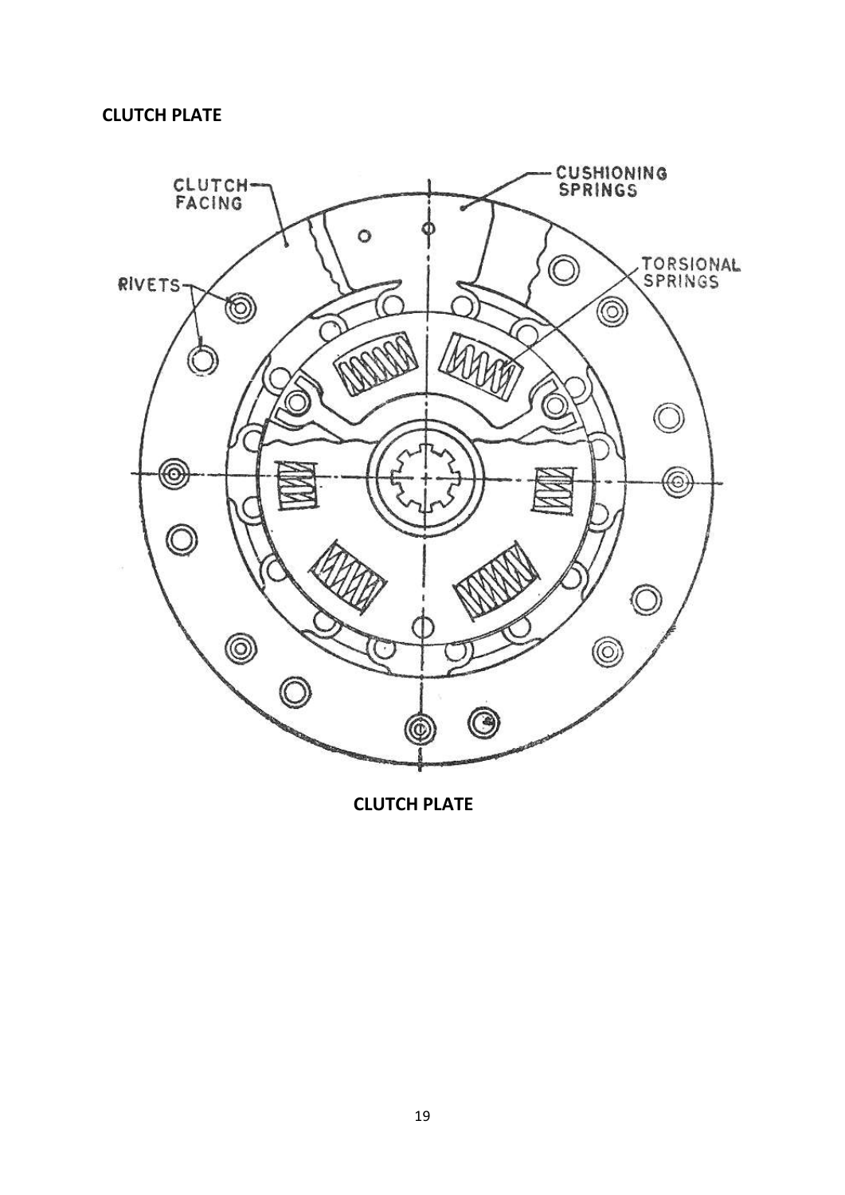**CLUTCH PLATE**

CLUTCH FACING

CUSHIONING SPRINGS

RIVETS

TORSIONAL SPRINGS

**CLUTCH PLATE**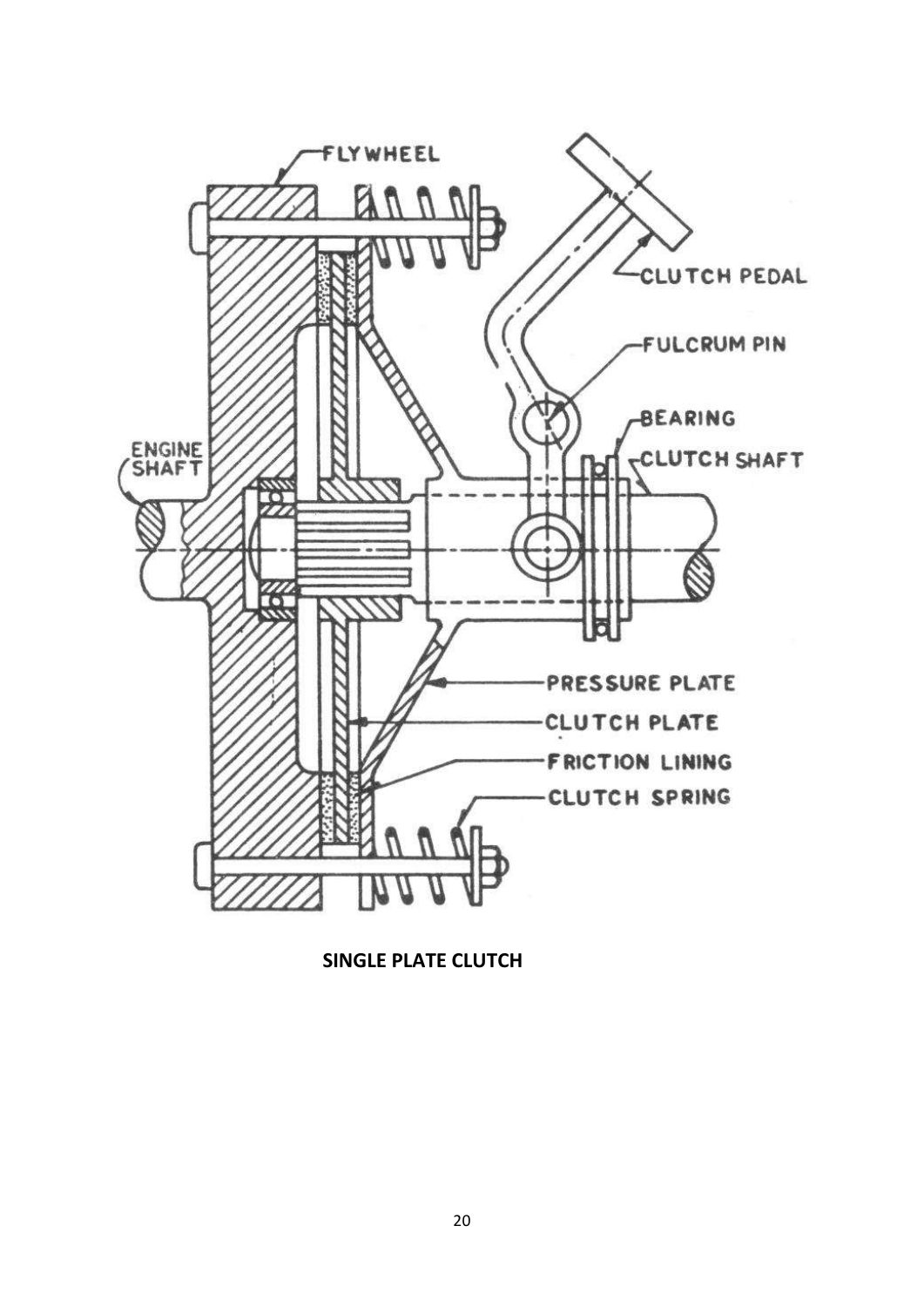**SINGLE PLATE CLUTCH**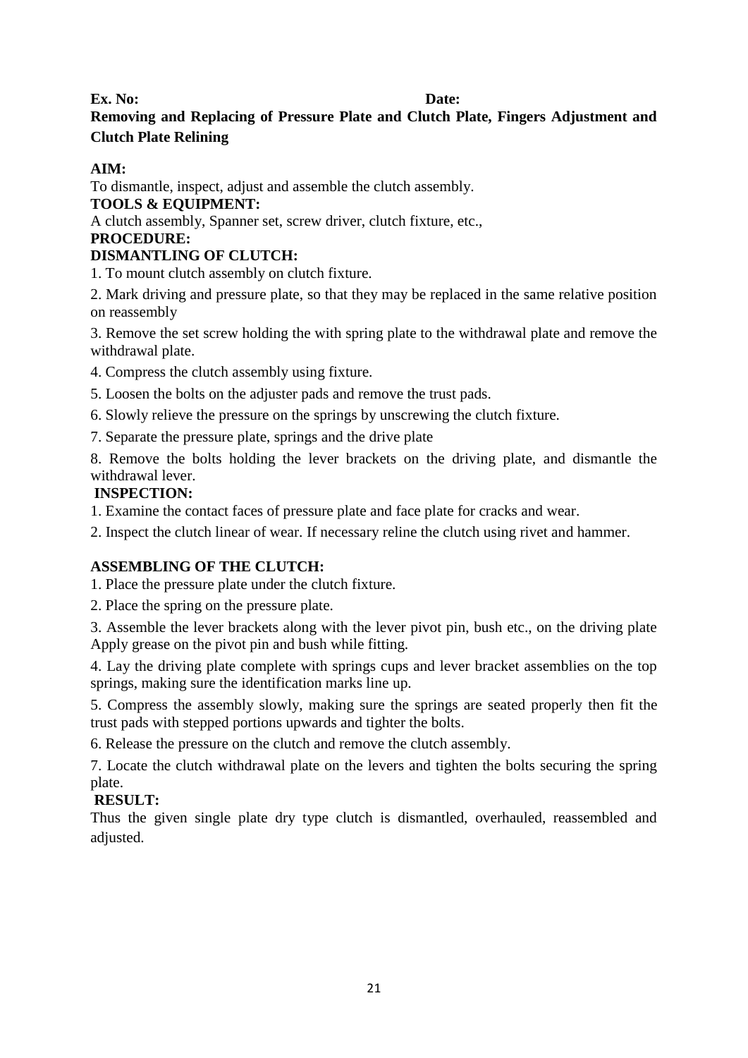**Ex. No:** **Date:**

## Removing and Replacing of Pressure Plate and Clutch Plate, Fingers Adjustment and Clutch Plate Relining

**AIM:**

To dismantle, inspect, adjust and assemble the clutch assembly.

**TOOLS & EQUIPMENT:**

A clutch assembly, Spanner set, screw driver, clutch fixture, etc.,

**PROCEDURE:**

**DISMANTLING OF CLUTCH:**

1. To mount clutch assembly on clutch fixture.
2. Mark driving and pressure plate, so that they may be replaced in the same relative position on reassembly
3. Remove the set screw holding the with spring plate to the withdrawal plate and remove the withdrawal plate.
4. Compress the clutch assembly using fixture.
5. Loosen the bolts on the adjuster pads and remove the trust pads.
6. Slowly relieve the pressure on the springs by unscrewing the clutch fixture.
7. Separate the pressure plate, springs and the drive plate
8. Remove the bolts holding the lever brackets on the driving plate, and dismantle the withdrawal lever.

**INSPECTION:**

1. Examine the contact faces of pressure plate and face plate for cracks and wear.
2. Inspect the clutch linear of wear. If necessary reline the clutch using rivet and hammer.

**ASSEMBLING OF THE CLUTCH:**

1. Place the pressure plate under the clutch fixture.
2. Place the spring on the pressure plate.
3. Assemble the lever brackets along with the lever pivot pin, bush etc., on the driving plate Apply grease on the pivot pin and bush while fitting.
4. Lay the driving plate complete with springs cups and lever bracket assemblies on the top springs, making sure the identification marks line up.
5. Compress the assembly slowly, making sure the springs are seated properly then fit the trust pads with stepped portions upwards and tighter the bolts.
6. Release the pressure on the clutch and remove the clutch assembly.
7. Locate the clutch withdrawal plate on the levers and tighten the bolts securing the spring plate.

**RESULT:**

Thus the given single plate dry type clutch is dismantled, overhauled, reassembled and adjusted.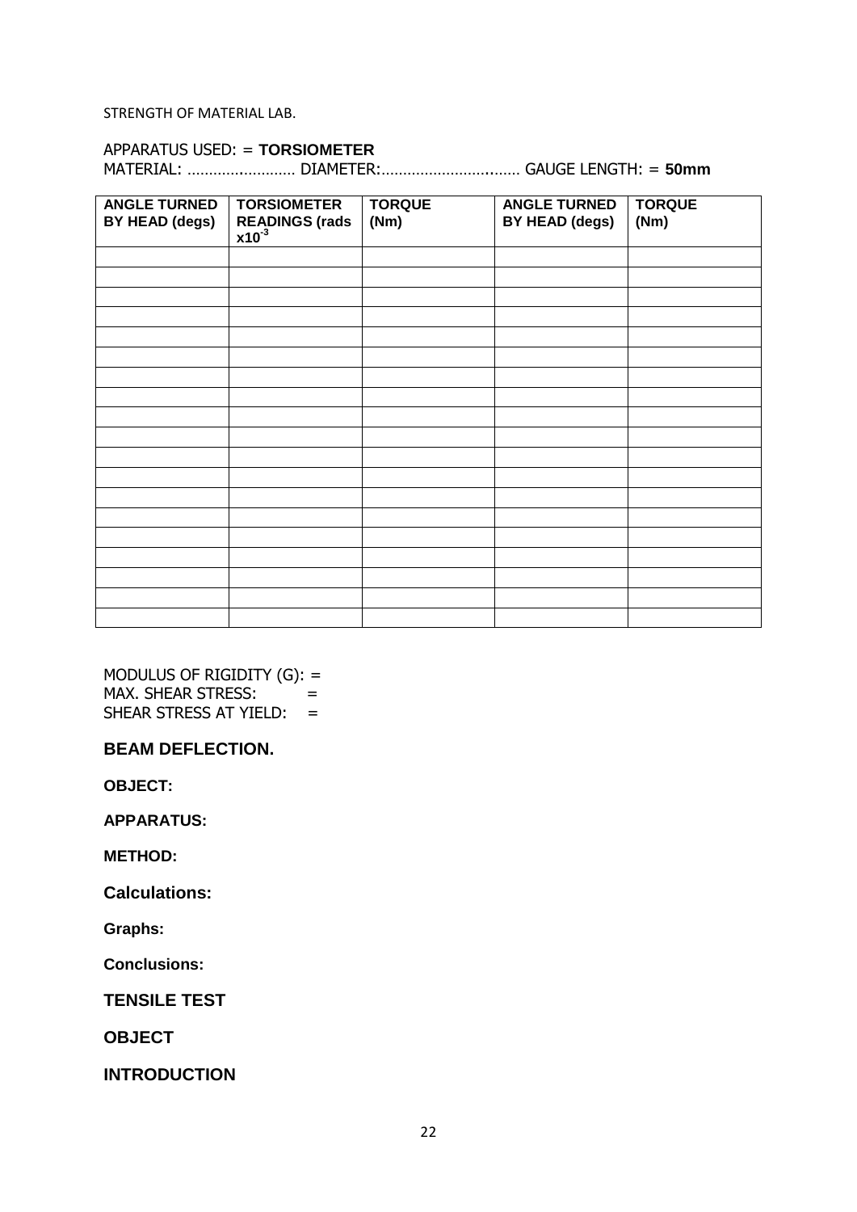STRENGTH OF MATERIAL LAB.

APPARATUS USED: = **TORSIOMETER**
MATERIAL: ……………………… DIAMETER:……………………………. GAUGE LENGTH: = **50mm**

| ANGLE TURNED BY HEAD (degs) | TORSIOMETER READINGS (rads $x10^{-3}$ | TORQUE (Nm) | ANGLE TURNED BY HEAD (degs) | TORQUE (Nm) |
|---|---|---|---|---|
| | | | | |
| | | | | |
| | | | | |
| | | | | |
| | | | | |
| | | | | |
| | | | | |
| | | | | |
| | | | | |
| | | | | |
| | | | | |
| | | | | |
| | | | | |
| | | | | |
| | | | | |
| | | | | |
| | | | | |
| | | | | |
| | | | | |

MODULUS OF RIGIDITY (G): =
MAX. SHEAR STRESS: =
SHEAR STRESS AT YIELD: =

## BEAM DEFLECTION.

**OBJECT:**

**APPARATUS:**

**METHOD:**

**Calculations:**

**Graphs:**

**Conclusions:**

## TENSILE TEST

**OBJECT**

**INTRODUCTION**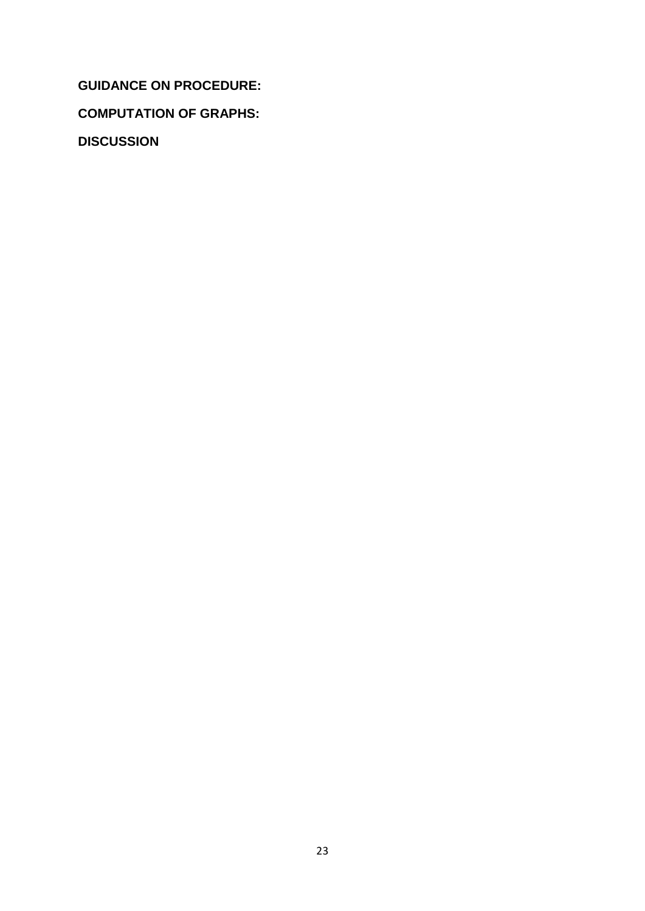**GUIDANCE ON PROCEDURE:**

**COMPUTATION OF GRAPHS:**

**DISCUSSION**